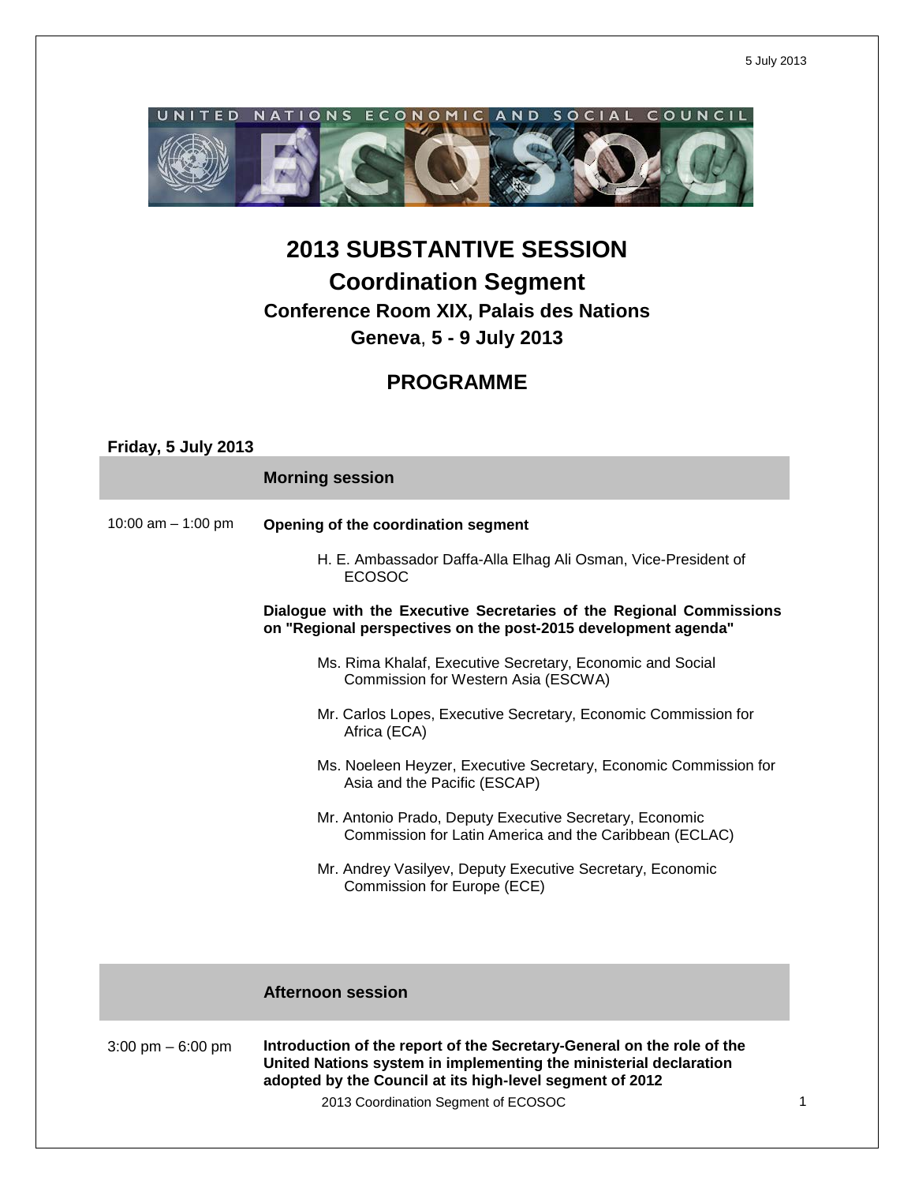5 July 2013

# 2013 SUBSTANTIVE SESSION

## Coordination Segment

### Conference Room XIX, Palais des Nations

### Geneva, 5 - 9 July 2013

## PROGRAMME

**Friday, 5 July 2013**

| | **Morning session** |
|---|---|
| 10:00 am – 1:00 pm | **Opening of the coordination segment** |

H. E. Ambassador Daffa-Alla Elhag Ali Osman, Vice-President of ECOSOC

**Dialogue with the Executive Secretaries of the Regional Commissions on "Regional perspectives on the post-2015 development agenda"**

Ms. Rima Khalaf, Executive Secretary, Economic and Social Commission for Western Asia (ESCWA)

Mr. Carlos Lopes, Executive Secretary, Economic Commission for Africa (ECA)

Ms. Noeleen Heyzer, Executive Secretary, Economic Commission for Asia and the Pacific (ESCAP)

Mr. Antonio Prado, Deputy Executive Secretary, Economic Commission for Latin America and the Caribbean (ECLAC)

Mr. Andrey Vasilyev, Deputy Executive Secretary, Economic Commission for Europe (ECE)

| | **Afternoon session** |
|---|---|
| 3:00 pm – 6:00 pm | **Introduction of the report of the Secretary-General on the role of the United Nations system in implementing the ministerial declaration adopted by the Council at its high-level segment of 2012** |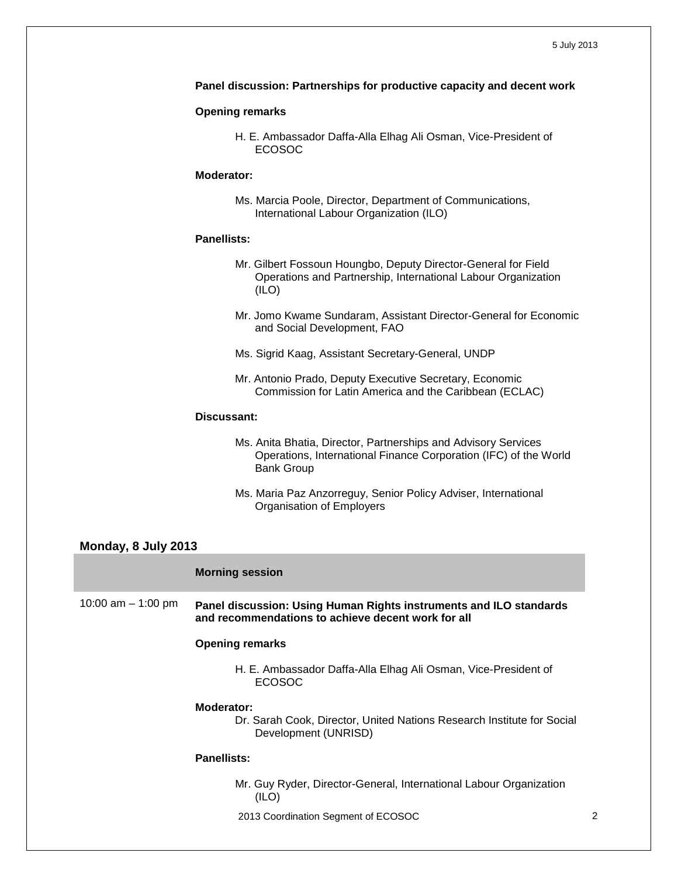**Panel discussion: Partnerships for productive capacity and decent work**

**Opening remarks**

H. E. Ambassador Daffa-Alla Elhag Ali Osman, Vice-President of ECOSOC

**Moderator:**

Ms. Marcia Poole, Director, Department of Communications, International Labour Organization (ILO)

**Panellists:**

Mr. Gilbert Fossoun Houngbo, Deputy Director-General for Field Operations and Partnership, International Labour Organization (ILO)

Mr. Jomo Kwame Sundaram, Assistant Director-General for Economic and Social Development, FAO

Ms. Sigrid Kaag, Assistant Secretary-General, UNDP

Mr. Antonio Prado, Deputy Executive Secretary, Economic Commission for Latin America and the Caribbean (ECLAC)

**Discussant:**

Ms. Anita Bhatia, Director, Partnerships and Advisory Services Operations, International Finance Corporation (IFC) of the World Bank Group

Ms. Maria Paz Anzorreguy, Senior Policy Adviser, International Organisation of Employers

## Monday, 8 July 2013

| | **Morning session** |
|---|---|
| 10:00 am – 1:00 pm | **Panel discussion: Using Human Rights instruments and ILO standards and recommendations to achieve decent work for all** |

**Opening remarks**

H. E. Ambassador Daffa-Alla Elhag Ali Osman, Vice-President of ECOSOC

**Moderator:**

Dr. Sarah Cook, Director, United Nations Research Institute for Social Development (UNRISD)

**Panellists:**

Mr. Guy Ryder, Director-General, International Labour Organization (ILO)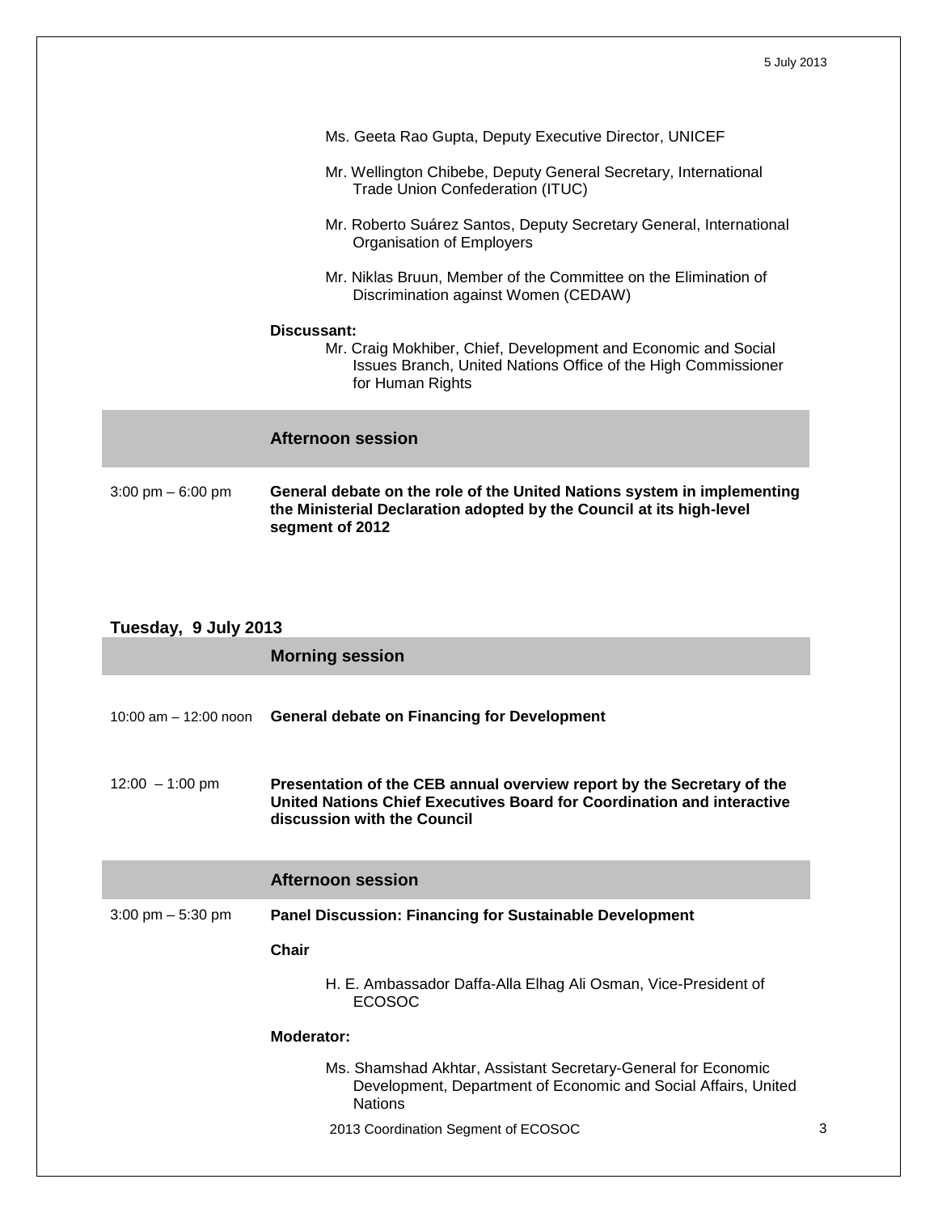Ms. Geeta Rao Gupta, Deputy Executive Director, UNICEF

Mr. Wellington Chibebe, Deputy General Secretary, International Trade Union Confederation (ITUC)

Mr. Roberto Suárez Santos, Deputy Secretary General, International Organisation of Employers

Mr. Niklas Bruun, Member of the Committee on the Elimination of Discrimination against Women (CEDAW)

**Discussant:**

Mr. Craig Mokhiber, Chief, Development and Economic and Social Issues Branch, United Nations Office of the High Commissioner for Human Rights

### Afternoon session

3:00 pm – 6:00 pm **General debate on the role of the United Nations system in implementing the Ministerial Declaration adopted by the Council at its high-level segment of 2012**

## Tuesday, 9 July 2013

### Morning session

10:00 am – 12:00 noon **General debate on Financing for Development**

12:00 – 1:00 pm **Presentation of the CEB annual overview report by the Secretary of the United Nations Chief Executives Board for Coordination and interactive discussion with the Council**

### Afternoon session

3:00 pm – 5:30 pm **Panel Discussion: Financing for Sustainable Development**

**Chair**

H. E. Ambassador Daffa-Alla Elhag Ali Osman, Vice-President of ECOSOC

**Moderator:**

Ms. Shamshad Akhtar, Assistant Secretary-General for Economic Development, Department of Economic and Social Affairs, United Nations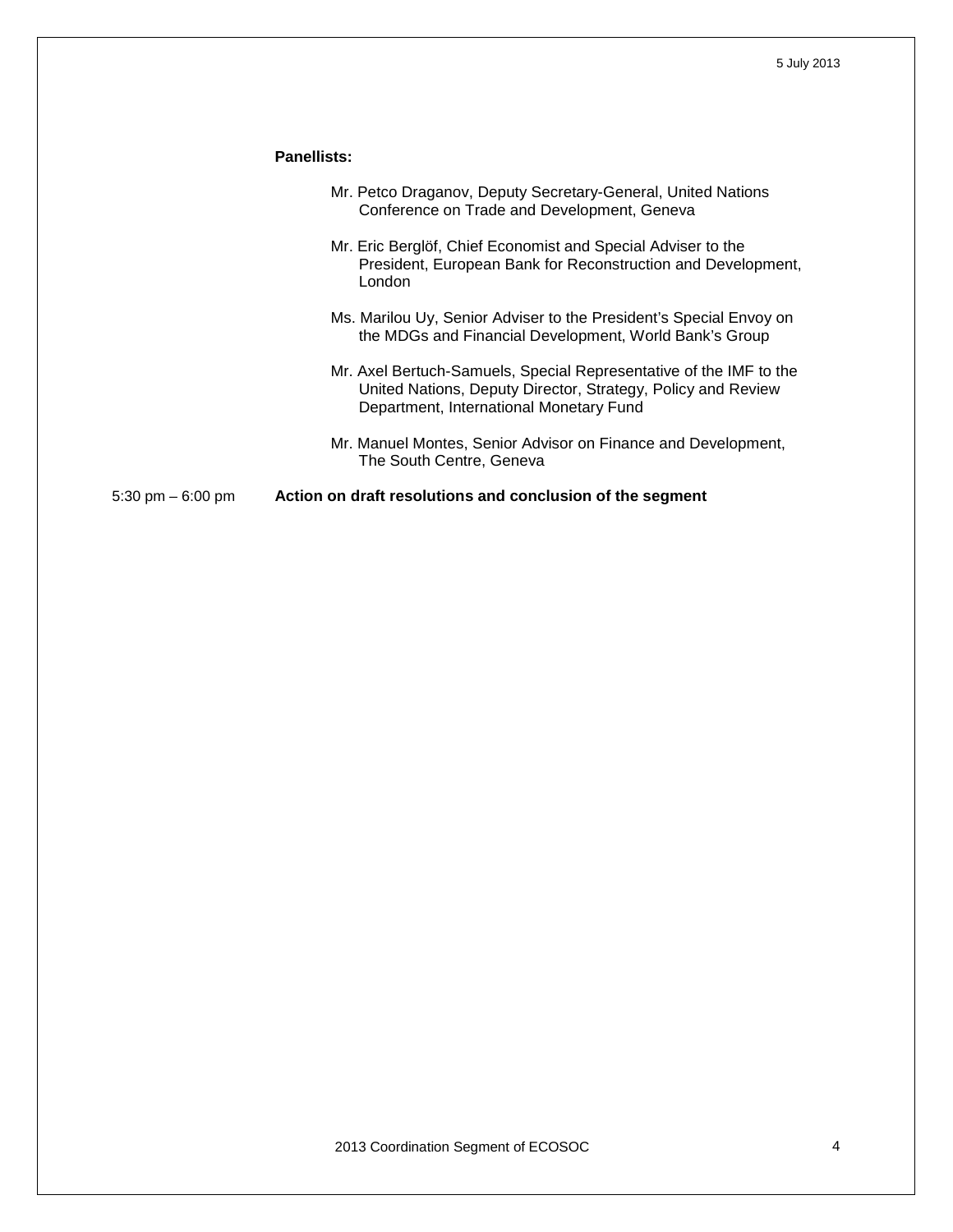**Panellists:**

Mr. Petco Draganov, Deputy Secretary-General, United Nations Conference on Trade and Development, Geneva

Mr. Eric Berglöf, Chief Economist and Special Adviser to the President, European Bank for Reconstruction and Development, London

Ms. Marilou Uy, Senior Adviser to the President's Special Envoy on the MDGs and Financial Development, World Bank's Group

Mr. Axel Bertuch-Samuels, Special Representative of the IMF to the United Nations, Deputy Director, Strategy, Policy and Review Department, International Monetary Fund

Mr. Manuel Montes, Senior Advisor on Finance and Development, The South Centre, Geneva

5:30 pm – 6:00 pm **Action on draft resolutions and conclusion of the segment**